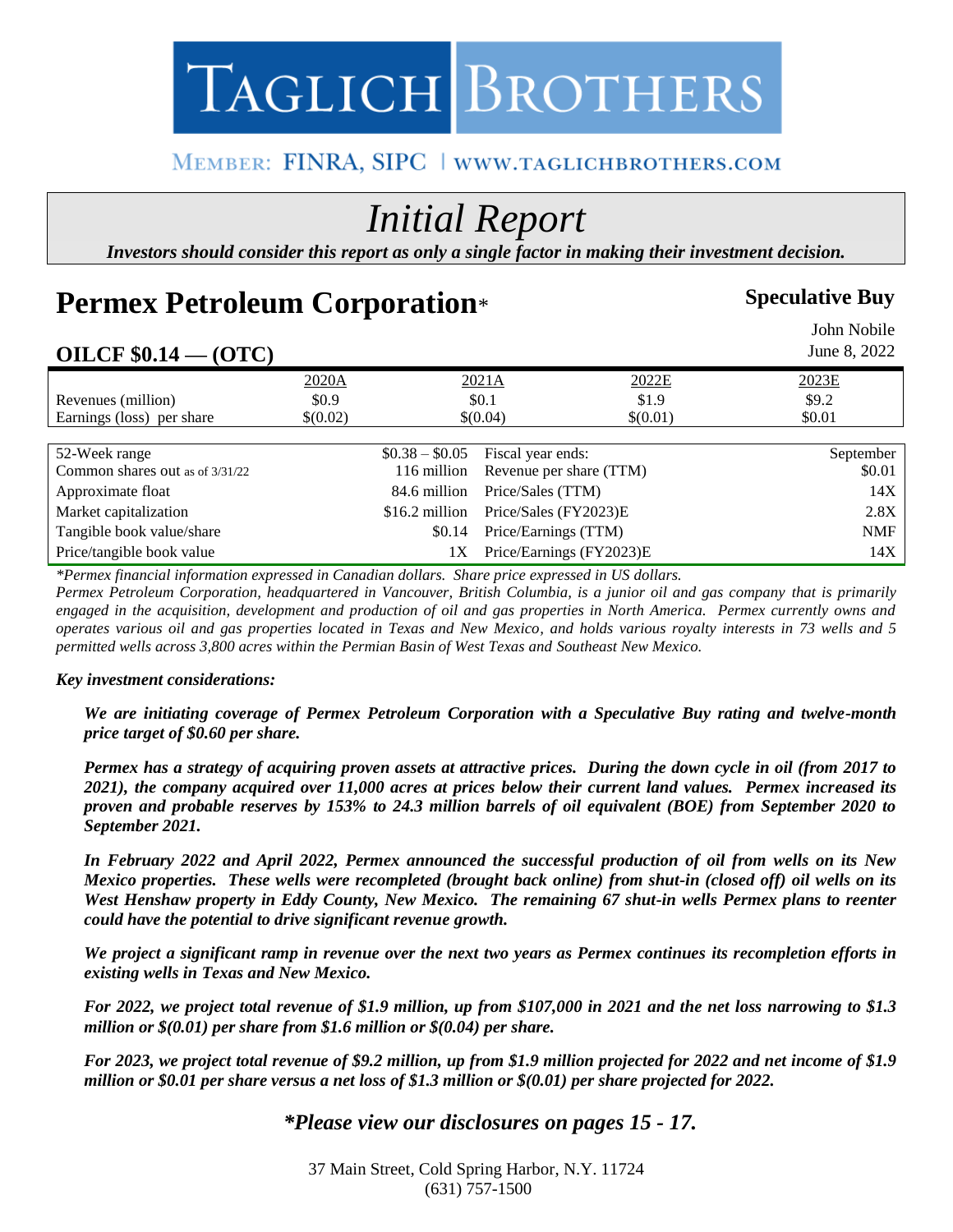# TAGLICH BROTHERS

MEMBER: FINRA, SIPC | WWW.TAGLICHBROTHERS.COM

# *Initial Report*

***Investors should consider this report as only a single factor in making their investment decision.***

# Permex Petroleum Corporation*

**Speculative Buy**

John Nobile

June 8, 2022

## OILCF $0.14 — (OTC)

| | 2020A | 2021A | 2022E | 2023E |
|---|---|---|---|---|
| Revenues (million) | $0.9 | $0.1 | $1.9 | $9.2 |
| Earnings (loss) per share | $(0.02) | $(0.04) | $(0.01) | $0.01 |

| | | | |
|---|---|---|---|
| 52-Week range | $0.38 – $0.05 | Fiscal year ends: | September |
| Common shares out as of 3/31/22 | 116 million | Revenue per share (TTM) | $0.01 |
| Approximate float | 84.6 million | Price/Sales (TTM) | 14X |
| Market capitalization | $16.2 million | Price/Sales (FY2023)E | 2.8X |
| Tangible book value/share | $0.14 | Price/Earnings (TTM) | NMF |
| Price/tangible book value | 1X | Price/Earnings (FY2023)E | 14X |

*\*Permex financial information expressed in Canadian dollars. Share price expressed in US dollars.*

*Permex Petroleum Corporation, headquartered in Vancouver, British Columbia, is a junior oil and gas company that is primarily engaged in the acquisition, development and production of oil and gas properties in North America. Permex currently owns and operates various oil and gas properties located in Texas and New Mexico, and holds various royalty interests in 73 wells and 5 permitted wells across 3,800 acres within the Permian Basin of West Texas and Southeast New Mexico.*

***Key investment considerations:***

***We are initiating coverage of Permex Petroleum Corporation with a Speculative Buy rating and twelve-month price target of $0.60 per share.***

***Permex has a strategy of acquiring proven assets at attractive prices. During the down cycle in oil (from 2017 to 2021), the company acquired over 11,000 acres at prices below their current land values. Permex increased its proven and probable reserves by 153% to 24.3 million barrels of oil equivalent (BOE) from September 2020 to September 2021.***

***In February 2022 and April 2022, Permex announced the successful production of oil from wells on its New Mexico properties. These wells were recompleted (brought back online) from shut-in (closed off) oil wells on its West Henshaw property in Eddy County, New Mexico. The remaining 67 shut-in wells Permex plans to reenter could have the potential to drive significant revenue growth.***

***We project a significant ramp in revenue over the next two years as Permex continues its recompletion efforts in existing wells in Texas and New Mexico.***

***For 2022, we project total revenue of $1.9 million, up from $107,000 in 2021 and the net loss narrowing to $1.3 million or $(0.01) per share from $1.6 million or $(0.04) per share.***

***For 2023, we project total revenue of $9.2 million, up from $1.9 million projected for 2022 and net income of $1.9 million or $0.01 per share versus a net loss of $1.3 million or $(0.01) per share projected for 2022.***

***\*Please view our disclosures on pages 15 - 17.***

37 Main Street, Cold Spring Harbor, N.Y. 11724
(631) 757-1500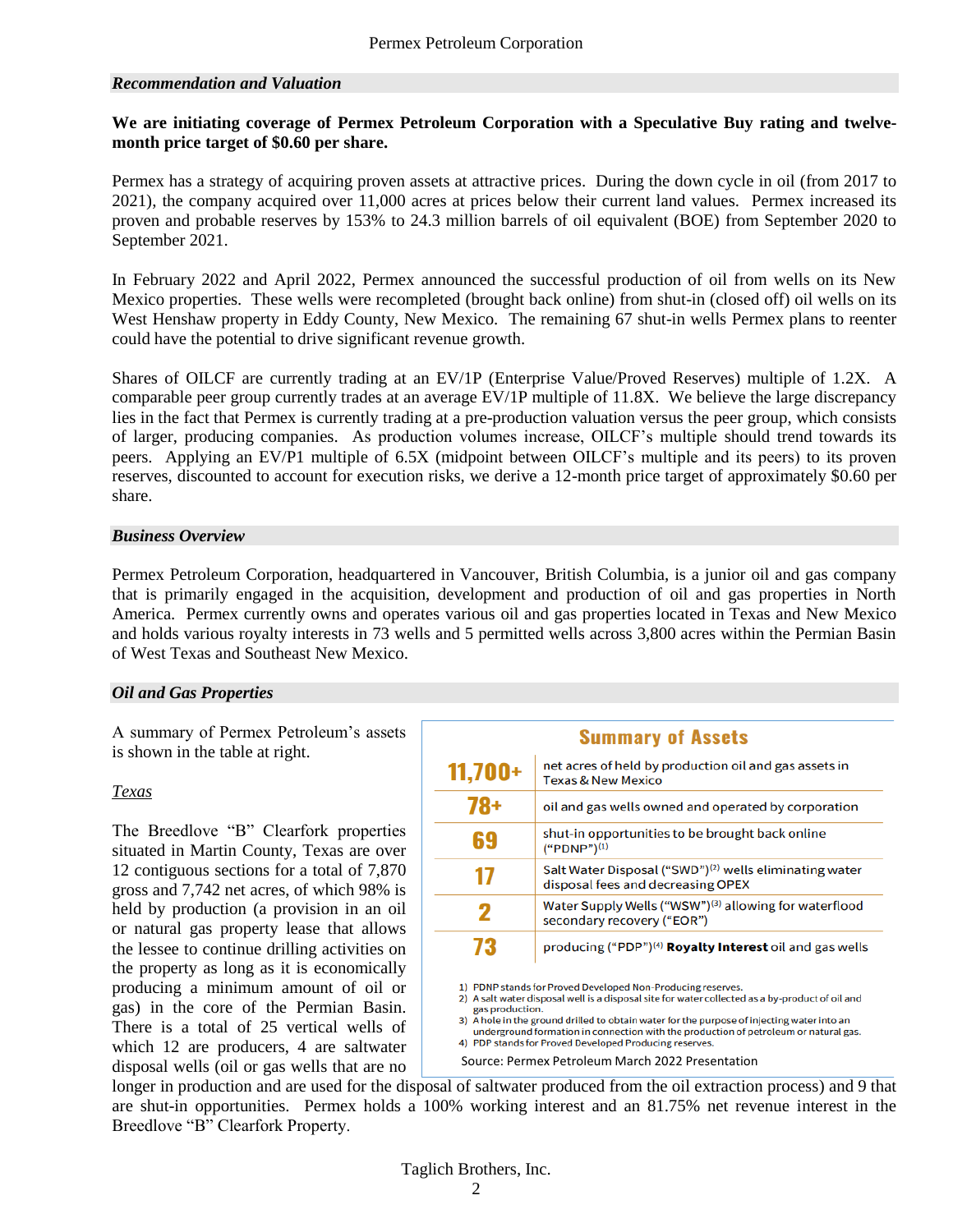### *Recommendation and Valuation*

**We are initiating coverage of Permex Petroleum Corporation with a Speculative Buy rating and twelve-month price target of $0.60 per share.**

Permex has a strategy of acquiring proven assets at attractive prices. During the down cycle in oil (from 2017 to 2021), the company acquired over 11,000 acres at prices below their current land values. Permex increased its proven and probable reserves by 153% to 24.3 million barrels of oil equivalent (BOE) from September 2020 to September 2021.

In February 2022 and April 2022, Permex announced the successful production of oil from wells on its New Mexico properties. These wells were recompleted (brought back online) from shut-in (closed off) oil wells on its West Henshaw property in Eddy County, New Mexico. The remaining 67 shut-in wells Permex plans to reenter could have the potential to drive significant revenue growth.

Shares of OILCF are currently trading at an EV/1P (Enterprise Value/Proved Reserves) multiple of 1.2X. A comparable peer group currently trades at an average EV/1P multiple of 11.8X. We believe the large discrepancy lies in the fact that Permex is currently trading at a pre-production valuation versus the peer group, which consists of larger, producing companies. As production volumes increase, OILCF's multiple should trend towards its peers. Applying an EV/P1 multiple of 6.5X (midpoint between OILCF's multiple and its peers) to its proven reserves, discounted to account for execution risks, we derive a 12-month price target of approximately $0.60 per share.

### *Business Overview*

Permex Petroleum Corporation, headquartered in Vancouver, British Columbia, is a junior oil and gas company that is primarily engaged in the acquisition, development and production of oil and gas properties in North America. Permex currently owns and operates various oil and gas properties located in Texas and New Mexico and holds various royalty interests in 73 wells and 5 permitted wells across 3,800 acres within the Permian Basin of West Texas and Southeast New Mexico.

### *Oil and Gas Properties*

A summary of Permex Petroleum's assets is shown in the table at right.

**Summary of Assets**

| | |
|---|---|
| **11,700+** | net acres of held by production oil and gas assets in Texas & New Mexico |
| **78+** | oil and gas wells owned and operated by corporation |
| **69** | shut-in opportunities to be brought back online ("PDNP")[1] |
| **17** | Salt Water Disposal ("SWD")[2] wells eliminating water disposal fees and decreasing OPEX |
| **2** | Water Supply Wells ("WSW")[3] allowing for waterflood secondary recovery ("EOR") |
| **73** | producing ("PDP")[4] **Royalty Interest** oil and gas wells |

1) PDNP stands for Proved Developed Non-Producing reserves.
2) A salt water disposal well is a disposal site for water collected as a by-product of oil and gas production.
3) A hole in the ground drilled to obtain water for the purpose of injecting water into an underground formation in connection with the production of petroleum or natural gas.
4) PDP stands for Proved Developed Producing reserves.

Source: Permex Petroleum March 2022 Presentation

*Texas*

The Breedlove "B" Clearfork properties situated in Martin County, Texas are over 12 contiguous sections for a total of 7,870 gross and 7,742 net acres, of which 98% is held by production (a provision in an oil or natural gas property lease that allows the lessee to continue drilling activities on the property as long as it is economically producing a minimum amount of oil or gas) in the core of the Permian Basin. There is a total of 25 vertical wells of which 12 are producers, 4 are saltwater disposal wells (oil or gas wells that are no longer in production and are used for the disposal of saltwater produced from the oil extraction process) and 9 that are shut-in opportunities. Permex holds a 100% working interest and an 81.75% net revenue interest in the Breedlove "B" Clearfork Property.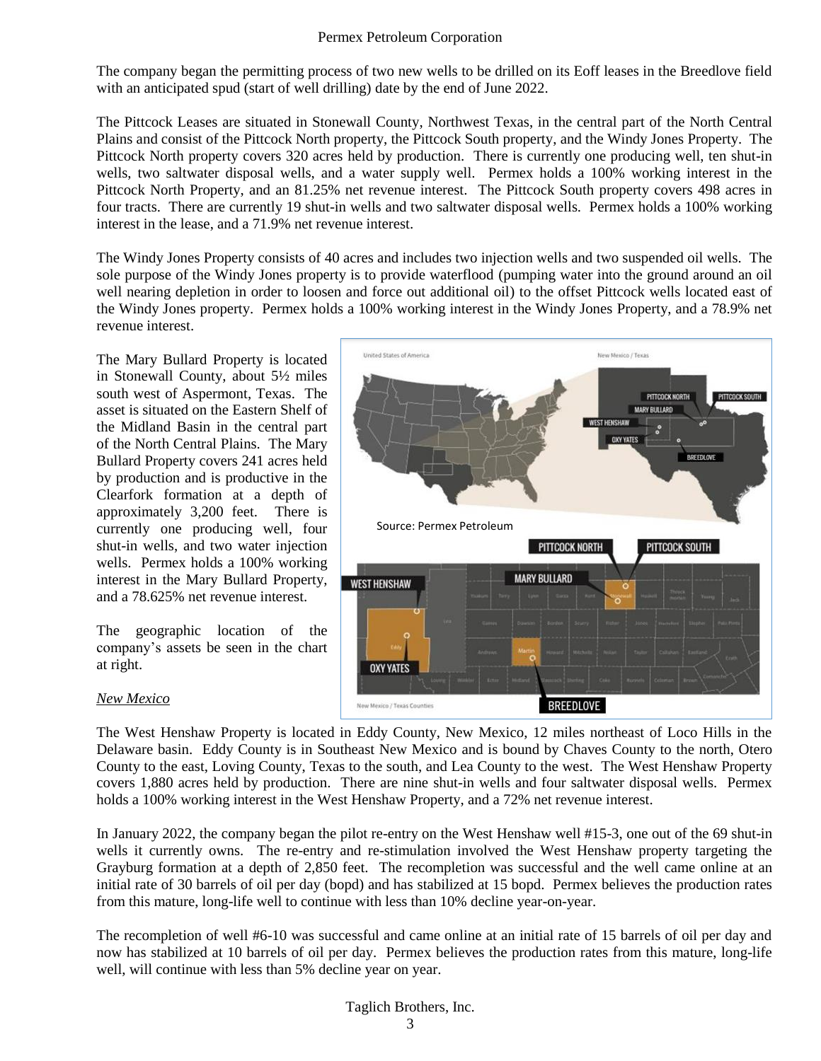The company began the permitting process of two new wells to be drilled on its Eoff leases in the Breedlove field with an anticipated spud (start of well drilling) date by the end of June 2022.

The Pittcock Leases are situated in Stonewall County, Northwest Texas, in the central part of the North Central Plains and consist of the Pittcock North property, the Pittcock South property, and the Windy Jones Property. The Pittcock North property covers 320 acres held by production. There is currently one producing well, ten shut-in wells, two saltwater disposal wells, and a water supply well. Permex holds a 100% working interest in the Pittcock North Property, and an 81.25% net revenue interest. The Pittcock South property covers 498 acres in four tracts. There are currently 19 shut-in wells and two saltwater disposal wells. Permex holds a 100% working interest in the lease, and a 71.9% net revenue interest.

The Windy Jones Property consists of 40 acres and includes two injection wells and two suspended oil wells. The sole purpose of the Windy Jones property is to provide waterflood (pumping water into the ground around an oil well nearing depletion in order to loosen and force out additional oil) to the offset Pittcock wells located east of the Windy Jones property. Permex holds a 100% working interest in the Windy Jones Property, and a 78.9% net revenue interest.

The Mary Bullard Property is located in Stonewall County, about 5½ miles south west of Aspermont, Texas. The asset is situated on the Eastern Shelf of the Midland Basin in the central part of the North Central Plains. The Mary Bullard Property covers 241 acres held by production and is productive in the Clearfork formation at a depth of approximately 3,200 feet. There is currently one producing well, four shut-in wells, and two water injection wells. Permex holds a 100% working interest in the Mary Bullard Property, and a 78.625% net revenue interest.

The geographic location of the company's assets be seen in the chart at right.

Source: Permex Petroleum

*New Mexico*

The West Henshaw Property is located in Eddy County, New Mexico, 12 miles northeast of Loco Hills in the Delaware basin. Eddy County is in Southeast New Mexico and is bound by Chaves County to the north, Otero County to the east, Loving County, Texas to the south, and Lea County to the west. The West Henshaw Property covers 1,880 acres held by production. There are nine shut-in wells and four saltwater disposal wells. Permex holds a 100% working interest in the West Henshaw Property, and a 72% net revenue interest.

In January 2022, the company began the pilot re-entry on the West Henshaw well #15-3, one out of the 69 shut-in wells it currently owns. The re-entry and re-stimulation involved the West Henshaw property targeting the Grayburg formation at a depth of 2,850 feet. The recompletion was successful and the well came online at an initial rate of 30 barrels of oil per day (bopd) and has stabilized at 15 bopd. Permex believes the production rates from this mature, long-life well to continue with less than 10% decline year-on-year.

The recompletion of well #6-10 was successful and came online at an initial rate of 15 barrels of oil per day and now has stabilized at 10 barrels of oil per day. Permex believes the production rates from this mature, long-life well, will continue with less than 5% decline year on year.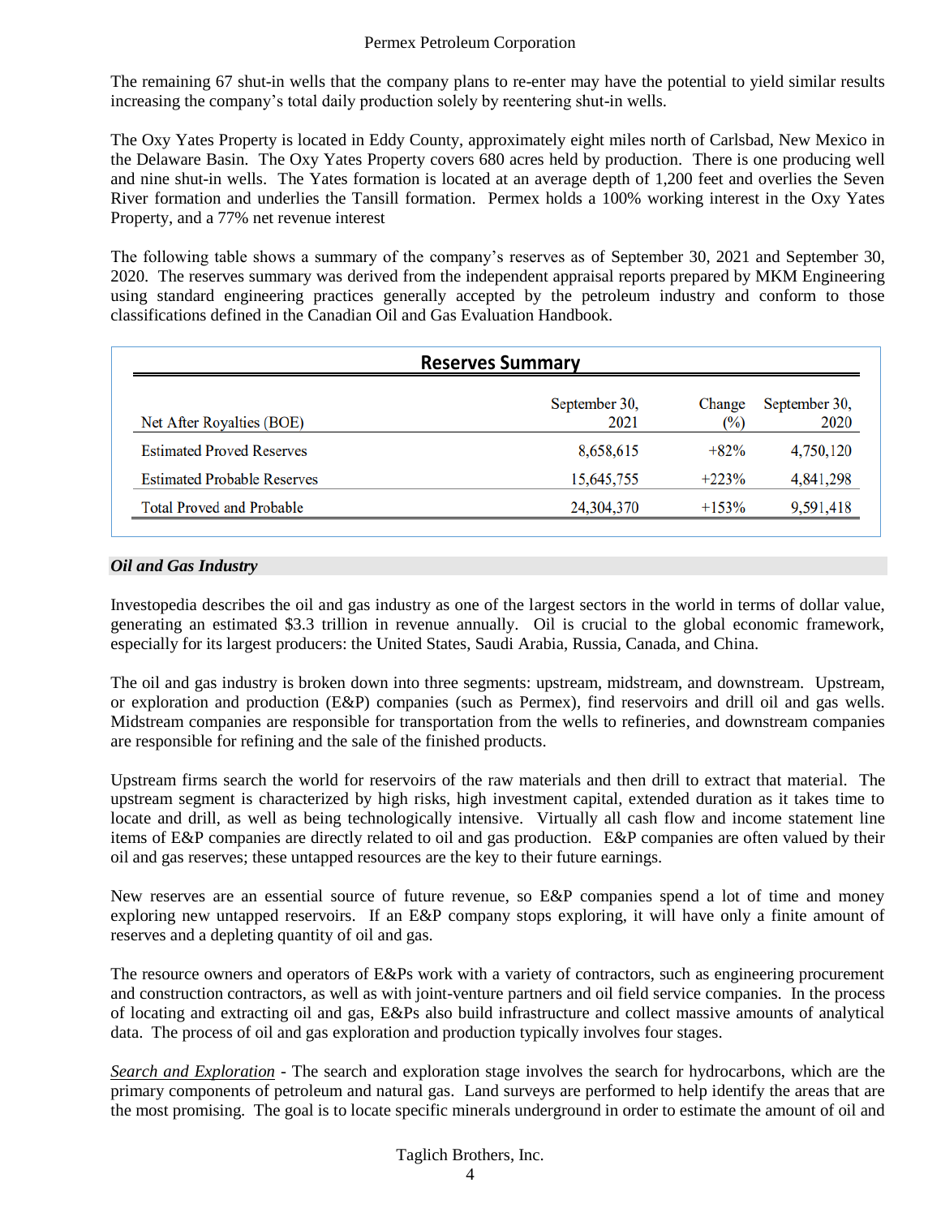The remaining 67 shut-in wells that the company plans to re-enter may have the potential to yield similar results increasing the company's total daily production solely by reentering shut-in wells.

The Oxy Yates Property is located in Eddy County, approximately eight miles north of Carlsbad, New Mexico in the Delaware Basin. The Oxy Yates Property covers 680 acres held by production. There is one producing well and nine shut-in wells. The Yates formation is located at an average depth of 1,200 feet and overlies the Seven River formation and underlies the Tansill formation. Permex holds a 100% working interest in the Oxy Yates Property, and a 77% net revenue interest

The following table shows a summary of the company's reserves as of September 30, 2021 and September 30, 2020. The reserves summary was derived from the independent appraisal reports prepared by MKM Engineering using standard engineering practices generally accepted by the petroleum industry and conform to those classifications defined in the Canadian Oil and Gas Evaluation Handbook.

**Reserves Summary**

| Net After Royalties (BOE) | September 30, 2021 | Change (%) | September 30, 2020 |
|---|---|---|---|
| Estimated Proved Reserves | 8,658,615 | +82% | 4,750,120 |
| Estimated Probable Reserves | 15,645,755 | +223% | 4,841,298 |
| Total Proved and Probable | 24,304,370 | +153% | 9,591,418 |

## *Oil and Gas Industry*

Investopedia describes the oil and gas industry as one of the largest sectors in the world in terms of dollar value, generating an estimated $3.3 trillion in revenue annually. Oil is crucial to the global economic framework, especially for its largest producers: the United States, Saudi Arabia, Russia, Canada, and China.

The oil and gas industry is broken down into three segments: upstream, midstream, and downstream. Upstream, or exploration and production (E&P) companies (such as Permex), find reservoirs and drill oil and gas wells. Midstream companies are responsible for transportation from the wells to refineries, and downstream companies are responsible for refining and the sale of the finished products.

Upstream firms search the world for reservoirs of the raw materials and then drill to extract that material. The upstream segment is characterized by high risks, high investment capital, extended duration as it takes time to locate and drill, as well as being technologically intensive. Virtually all cash flow and income statement line items of E&P companies are directly related to oil and gas production. E&P companies are often valued by their oil and gas reserves; these untapped resources are the key to their future earnings.

New reserves are an essential source of future revenue, so E&P companies spend a lot of time and money exploring new untapped reservoirs. If an E&P company stops exploring, it will have only a finite amount of reserves and a depleting quantity of oil and gas.

The resource owners and operators of E&Ps work with a variety of contractors, such as engineering procurement and construction contractors, as well as with joint-venture partners and oil field service companies. In the process of locating and extracting oil and gas, E&Ps also build infrastructure and collect massive amounts of analytical data. The process of oil and gas exploration and production typically involves four stages.

*Search and Exploration* - The search and exploration stage involves the search for hydrocarbons, which are the primary components of petroleum and natural gas. Land surveys are performed to help identify the areas that are the most promising. The goal is to locate specific minerals underground in order to estimate the amount of oil and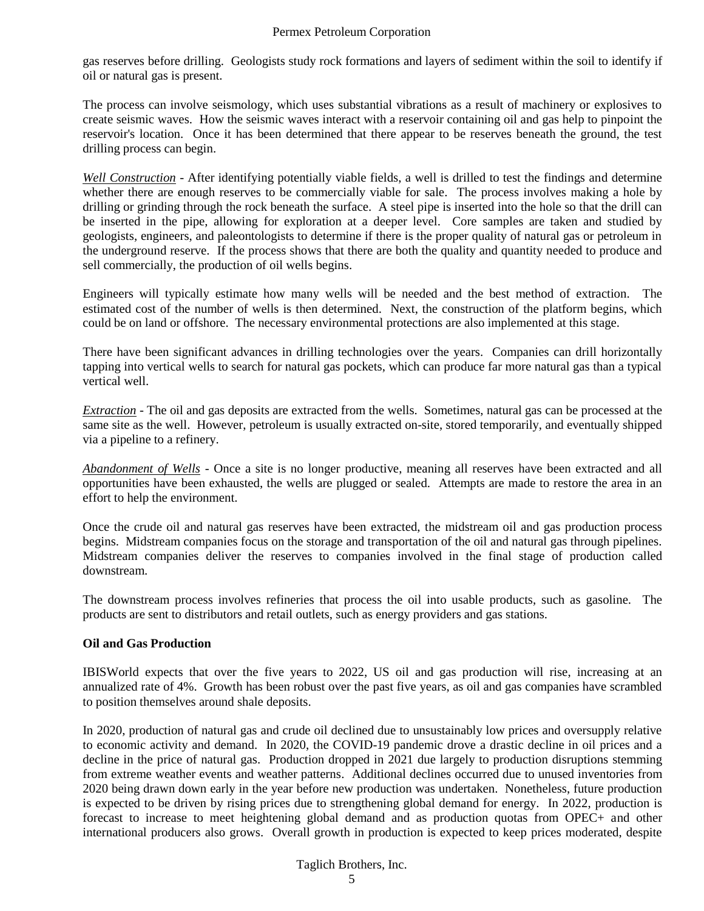gas reserves before drilling. Geologists study rock formations and layers of sediment within the soil to identify if oil or natural gas is present.

The process can involve seismology, which uses substantial vibrations as a result of machinery or explosives to create seismic waves. How the seismic waves interact with a reservoir containing oil and gas help to pinpoint the reservoir's location. Once it has been determined that there appear to be reserves beneath the ground, the test drilling process can begin.

*Well Construction* - After identifying potentially viable fields, a well is drilled to test the findings and determine whether there are enough reserves to be commercially viable for sale. The process involves making a hole by drilling or grinding through the rock beneath the surface. A steel pipe is inserted into the hole so that the drill can be inserted in the pipe, allowing for exploration at a deeper level. Core samples are taken and studied by geologists, engineers, and paleontologists to determine if there is the proper quality of natural gas or petroleum in the underground reserve. If the process shows that there are both the quality and quantity needed to produce and sell commercially, the production of oil wells begins.

Engineers will typically estimate how many wells will be needed and the best method of extraction. The estimated cost of the number of wells is then determined. Next, the construction of the platform begins, which could be on land or offshore. The necessary environmental protections are also implemented at this stage.

There have been significant advances in drilling technologies over the years. Companies can drill horizontally tapping into vertical wells to search for natural gas pockets, which can produce far more natural gas than a typical vertical well.

*Extraction* - The oil and gas deposits are extracted from the wells. Sometimes, natural gas can be processed at the same site as the well. However, petroleum is usually extracted on-site, stored temporarily, and eventually shipped via a pipeline to a refinery.

*Abandonment of Wells* - Once a site is no longer productive, meaning all reserves have been extracted and all opportunities have been exhausted, the wells are plugged or sealed. Attempts are made to restore the area in an effort to help the environment.

Once the crude oil and natural gas reserves have been extracted, the midstream oil and gas production process begins. Midstream companies focus on the storage and transportation of the oil and natural gas through pipelines. Midstream companies deliver the reserves to companies involved in the final stage of production called downstream.

The downstream process involves refineries that process the oil into usable products, such as gasoline. The products are sent to distributors and retail outlets, such as energy providers and gas stations.

**Oil and Gas Production**

IBISWorld expects that over the five years to 2022, US oil and gas production will rise, increasing at an annualized rate of 4%. Growth has been robust over the past five years, as oil and gas companies have scrambled to position themselves around shale deposits.

In 2020, production of natural gas and crude oil declined due to unsustainably low prices and oversupply relative to economic activity and demand. In 2020, the COVID-19 pandemic drove a drastic decline in oil prices and a decline in the price of natural gas. Production dropped in 2021 due largely to production disruptions stemming from extreme weather events and weather patterns. Additional declines occurred due to unused inventories from 2020 being drawn down early in the year before new production was undertaken. Nonetheless, future production is expected to be driven by rising prices due to strengthening global demand for energy. In 2022, production is forecast to increase to meet heightening global demand and as production quotas from OPEC+ and other international producers also grows. Overall growth in production is expected to keep prices moderated, despite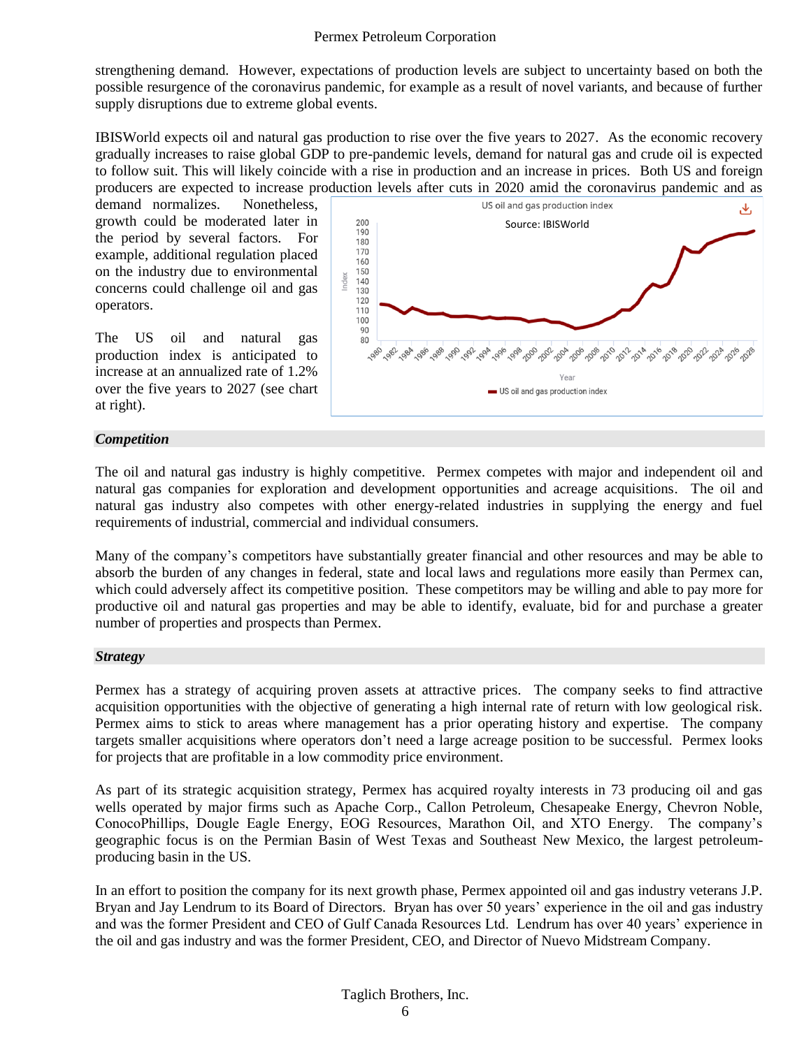strengthening demand. However, expectations of production levels are subject to uncertainty based on both the possible resurgence of the coronavirus pandemic, for example as a result of novel variants, and because of further supply disruptions due to extreme global events.

IBISWorld expects oil and natural gas production to rise over the five years to 2027. As the economic recovery gradually increases to raise global GDP to pre-pandemic levels, demand for natural gas and crude oil is expected to follow suit. This will likely coincide with a rise in production and an increase in prices. Both US and foreign producers are expected to increase production levels after cuts in 2020 amid the coronavirus pandemic and as demand normalizes. Nonetheless, growth could be moderated later in the period by several factors. For example, additional regulation placed on the industry due to environmental concerns could challenge oil and gas operators.

The US oil and natural gas production index is anticipated to increase at an annualized rate of 1.2% over the five years to 2027 (see chart at right).

### *Competition*

The oil and natural gas industry is highly competitive. Permex competes with major and independent oil and natural gas companies for exploration and development opportunities and acreage acquisitions. The oil and natural gas industry also competes with other energy-related industries in supplying the energy and fuel requirements of industrial, commercial and individual consumers.

Many of the company's competitors have substantially greater financial and other resources and may be able to absorb the burden of any changes in federal, state and local laws and regulations more easily than Permex can, which could adversely affect its competitive position. These competitors may be willing and able to pay more for productive oil and natural gas properties and may be able to identify, evaluate, bid for and purchase a greater number of properties and prospects than Permex.

### *Strategy*

Permex has a strategy of acquiring proven assets at attractive prices. The company seeks to find attractive acquisition opportunities with the objective of generating a high internal rate of return with low geological risk. Permex aims to stick to areas where management has a prior operating history and expertise. The company targets smaller acquisitions where operators don't need a large acreage position to be successful. Permex looks for projects that are profitable in a low commodity price environment.

As part of its strategic acquisition strategy, Permex has acquired royalty interests in 73 producing oil and gas wells operated by major firms such as Apache Corp., Callon Petroleum, Chesapeake Energy, Chevron Noble, ConocoPhillips, Dougle Eagle Energy, EOG Resources, Marathon Oil, and XTO Energy. The company's geographic focus is on the Permian Basin of West Texas and Southeast New Mexico, the largest petroleum-producing basin in the US.

In an effort to position the company for its next growth phase, Permex appointed oil and gas industry veterans J.P. Bryan and Jay Lendrum to its Board of Directors. Bryan has over 50 years' experience in the oil and gas industry and was the former President and CEO of Gulf Canada Resources Ltd. Lendrum has over 40 years' experience in the oil and gas industry and was the former President, CEO, and Director of Nuevo Midstream Company.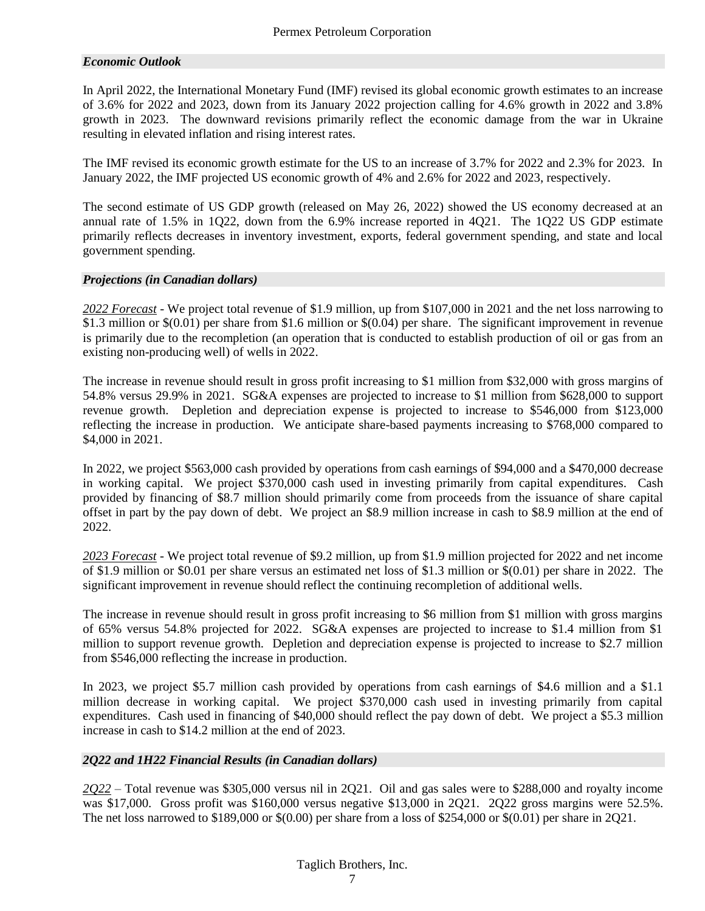### *Economic Outlook*

In April 2022, the International Monetary Fund (IMF) revised its global economic growth estimates to an increase of 3.6% for 2022 and 2023, down from its January 2022 projection calling for 4.6% growth in 2022 and 3.8% growth in 2023. The downward revisions primarily reflect the economic damage from the war in Ukraine resulting in elevated inflation and rising interest rates.

The IMF revised its economic growth estimate for the US to an increase of 3.7% for 2022 and 2.3% for 2023. In January 2022, the IMF projected US economic growth of 4% and 2.6% for 2022 and 2023, respectively.

The second estimate of US GDP growth (released on May 26, 2022) showed the US economy decreased at an annual rate of 1.5% in 1Q22, down from the 6.9% increase reported in 4Q21. The 1Q22 US GDP estimate primarily reflects decreases in inventory investment, exports, federal government spending, and state and local government spending.

### *Projections (in Canadian dollars)*

*2022 Forecast* - We project total revenue of $1.9 million, up from $107,000 in 2021 and the net loss narrowing to $1.3 million or $(0.01) per share from $1.6 million or $(0.04) per share. The significant improvement in revenue is primarily due to the recompletion (an operation that is conducted to establish production of oil or gas from an existing non-producing well) of wells in 2022.

The increase in revenue should result in gross profit increasing to $1 million from $32,000 with gross margins of 54.8% versus 29.9% in 2021. SG&A expenses are projected to increase to $1 million from $628,000 to support revenue growth. Depletion and depreciation expense is projected to increase to $546,000 from $123,000 reflecting the increase in production. We anticipate share-based payments increasing to $768,000 compared to $4,000 in 2021.

In 2022, we project $563,000 cash provided by operations from cash earnings of $94,000 and a $470,000 decrease in working capital. We project $370,000 cash used in investing primarily from capital expenditures. Cash provided by financing of $8.7 million should primarily come from proceeds from the issuance of share capital offset in part by the pay down of debt. We project an $8.9 million increase in cash to $8.9 million at the end of 2022.

*2023 Forecast* - We project total revenue of $9.2 million, up from $1.9 million projected for 2022 and net income of $1.9 million or $0.01 per share versus an estimated net loss of $1.3 million or $(0.01) per share in 2022. The significant improvement in revenue should reflect the continuing recompletion of additional wells.

The increase in revenue should result in gross profit increasing to $6 million from $1 million with gross margins of 65% versus 54.8% projected for 2022. SG&A expenses are projected to increase to $1.4 million from $1 million to support revenue growth. Depletion and depreciation expense is projected to increase to $2.7 million from $546,000 reflecting the increase in production.

In 2023, we project $5.7 million cash provided by operations from cash earnings of $4.6 million and a $1.1 million decrease in working capital. We project $370,000 cash used in investing primarily from capital expenditures. Cash used in financing of $40,000 should reflect the pay down of debt. We project a $5.3 million increase in cash to $14.2 million at the end of 2023.

### *2Q22 and 1H22 Financial Results (in Canadian dollars)*

*2Q22* – Total revenue was $305,000 versus nil in 2Q21. Oil and gas sales were to $288,000 and royalty income was $17,000. Gross profit was $160,000 versus negative $13,000 in 2Q21. 2Q22 gross margins were 52.5%. The net loss narrowed to $189,000 or $(0.00) per share from a loss of $254,000 or $(0.01) per share in 2Q21.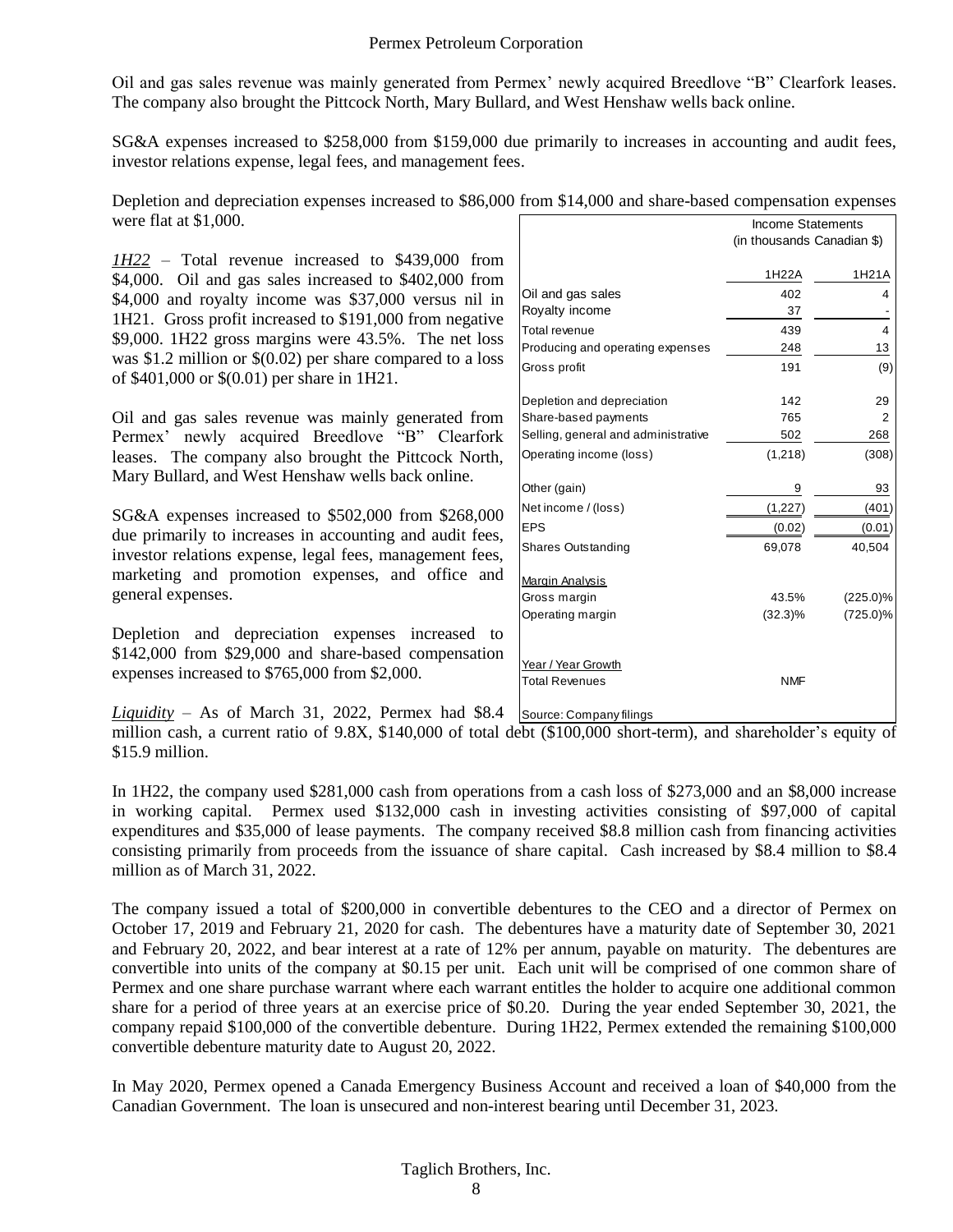Oil and gas sales revenue was mainly generated from Permex' newly acquired Breedlove "B" Clearfork leases. The company also brought the Pittcock North, Mary Bullard, and West Henshaw wells back online.

SG&A expenses increased to $258,000 from $159,000 due primarily to increases in accounting and audit fees, investor relations expense, legal fees, and management fees.

Depletion and depreciation expenses increased to $86,000 from $14,000 and share-based compensation expenses were flat at $1,000.

*1H22* – Total revenue increased to $439,000 from $4,000. Oil and gas sales increased to $402,000 from $4,000 and royalty income was $37,000 versus nil in 1H21. Gross profit increased to $191,000 from negative $9,000. 1H22 gross margins were 43.5%. The net loss was $1.2 million or $(0.02) per share compared to a loss of $401,000 or $(0.01) per share in 1H21.

Oil and gas sales revenue was mainly generated from Permex' newly acquired Breedlove "B" Clearfork leases. The company also brought the Pittcock North, Mary Bullard, and West Henshaw wells back online.

SG&A expenses increased to $502,000 from $268,000 due primarily to increases in accounting and audit fees, investor relations expense, legal fees, management fees, marketing and promotion expenses, and office and general expenses.

Depletion and depreciation expenses increased to $142,000 from $29,000 and share-based compensation expenses increased to $765,000 from $2,000.

| Income Statements (in thousands Canadian $) | 1H22A | 1H21A |
|---|---|---|
| Oil and gas sales | 402 | 4 |
| Royalty income | 37 | - |
| Total revenue | 439 | 4 |
| Producing and operating expenses | 248 | 13 |
| Gross profit | 191 | (9) |
| Depletion and depreciation | 142 | 29 |
| Share-based payments | 765 | 2 |
| Selling, general and administrative | 502 | 268 |
| Operating income (loss) | (1,218) | (308) |
| Other (gain) | 9 | 93 |
| Net income / (loss) | (1,227) | (401) |
| EPS | (0.02) | (0.01) |
| Shares Outstanding | 69,078 | 40,504 |
| Margin Analysis | | |
| Gross margin | 43.5% | (225.0)% |
| Operating margin | (32.3)% | (725.0)% |
| Year / Year Growth | | |
| Total Revenues | NMF | |

Source: Company filings

*Liquidity* – As of March 31, 2022, Permex had $8.4 million cash, a current ratio of 9.8X, $140,000 of total debt ($100,000 short-term), and shareholder's equity of $15.9 million.

In 1H22, the company used $281,000 cash from operations from a cash loss of $273,000 and an $8,000 increase in working capital. Permex used $132,000 cash in investing activities consisting of $97,000 of capital expenditures and $35,000 of lease payments. The company received $8.8 million cash from financing activities consisting primarily from proceeds from the issuance of share capital. Cash increased by $8.4 million to $8.4 million as of March 31, 2022.

The company issued a total of $200,000 in convertible debentures to the CEO and a director of Permex on October 17, 2019 and February 21, 2020 for cash. The debentures have a maturity date of September 30, 2021 and February 20, 2022, and bear interest at a rate of 12% per annum, payable on maturity. The debentures are convertible into units of the company at $0.15 per unit. Each unit will be comprised of one common share of Permex and one share purchase warrant where each warrant entitles the holder to acquire one additional common share for a period of three years at an exercise price of $0.20. During the year ended September 30, 2021, the company repaid $100,000 of the convertible debenture. During 1H22, Permex extended the remaining $100,000 convertible debenture maturity date to August 20, 2022.

In May 2020, Permex opened a Canada Emergency Business Account and received a loan of $40,000 from the Canadian Government. The loan is unsecured and non-interest bearing until December 31, 2023.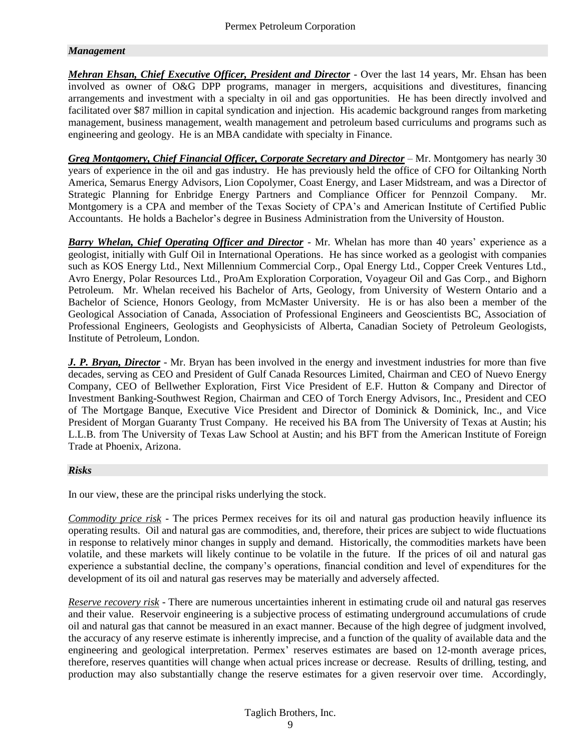### *Management*

***Mehran Ehsan, Chief Executive Officer, President and Director*** - Over the last 14 years, Mr. Ehsan has been involved as owner of O&G DPP programs, manager in mergers, acquisitions and divestitures, financing arrangements and investment with a specialty in oil and gas opportunities. He has been directly involved and facilitated over $87 million in capital syndication and injection. His academic background ranges from marketing management, business management, wealth management and petroleum based curriculums and programs such as engineering and geology. He is an MBA candidate with specialty in Finance.

***Greg Montgomery, Chief Financial Officer, Corporate Secretary and Director*** – Mr. Montgomery has nearly 30 years of experience in the oil and gas industry. He has previously held the office of CFO for Oiltanking North America, Semarus Energy Advisors, Lion Copolymer, Coast Energy, and Laser Midstream, and was a Director of Strategic Planning for Enbridge Energy Partners and Compliance Officer for Pennzoil Company. Mr. Montgomery is a CPA and member of the Texas Society of CPA's and American Institute of Certified Public Accountants. He holds a Bachelor's degree in Business Administration from the University of Houston.

***Barry Whelan, Chief Operating Officer and Director*** - Mr. Whelan has more than 40 years' experience as a geologist, initially with Gulf Oil in International Operations. He has since worked as a geologist with companies such as KOS Energy Ltd., Next Millennium Commercial Corp., Opal Energy Ltd., Copper Creek Ventures Ltd., Avro Energy, Polar Resources Ltd., ProAm Exploration Corporation, Voyageur Oil and Gas Corp., and Bighorn Petroleum. Mr. Whelan received his Bachelor of Arts, Geology, from University of Western Ontario and a Bachelor of Science, Honors Geology, from McMaster University. He is or has also been a member of the Geological Association of Canada, Association of Professional Engineers and Geoscientists BC, Association of Professional Engineers, Geologists and Geophysicists of Alberta, Canadian Society of Petroleum Geologists, Institute of Petroleum, London.

***J. P. Bryan, Director*** - Mr. Bryan has been involved in the energy and investment industries for more than five decades, serving as CEO and President of Gulf Canada Resources Limited, Chairman and CEO of Nuevo Energy Company, CEO of Bellwether Exploration, First Vice President of E.F. Hutton & Company and Director of Investment Banking-Southwest Region, Chairman and CEO of Torch Energy Advisors, Inc., President and CEO of The Mortgage Banque, Executive Vice President and Director of Dominick & Dominick, Inc., and Vice President of Morgan Guaranty Trust Company. He received his BA from The University of Texas at Austin; his L.L.B. from The University of Texas Law School at Austin; and his BFT from the American Institute of Foreign Trade at Phoenix, Arizona.

### *Risks*

In our view, these are the principal risks underlying the stock.

*Commodity price risk* - The prices Permex receives for its oil and natural gas production heavily influence its operating results. Oil and natural gas are commodities, and, therefore, their prices are subject to wide fluctuations in response to relatively minor changes in supply and demand. Historically, the commodities markets have been volatile, and these markets will likely continue to be volatile in the future. If the prices of oil and natural gas experience a substantial decline, the company's operations, financial condition and level of expenditures for the development of its oil and natural gas reserves may be materially and adversely affected.

*Reserve recovery risk* - There are numerous uncertainties inherent in estimating crude oil and natural gas reserves and their value. Reservoir engineering is a subjective process of estimating underground accumulations of crude oil and natural gas that cannot be measured in an exact manner. Because of the high degree of judgment involved, the accuracy of any reserve estimate is inherently imprecise, and a function of the quality of available data and the engineering and geological interpretation. Permex' reserves estimates are based on 12-month average prices, therefore, reserves quantities will change when actual prices increase or decrease. Results of drilling, testing, and production may also substantially change the reserve estimates for a given reservoir over time. Accordingly,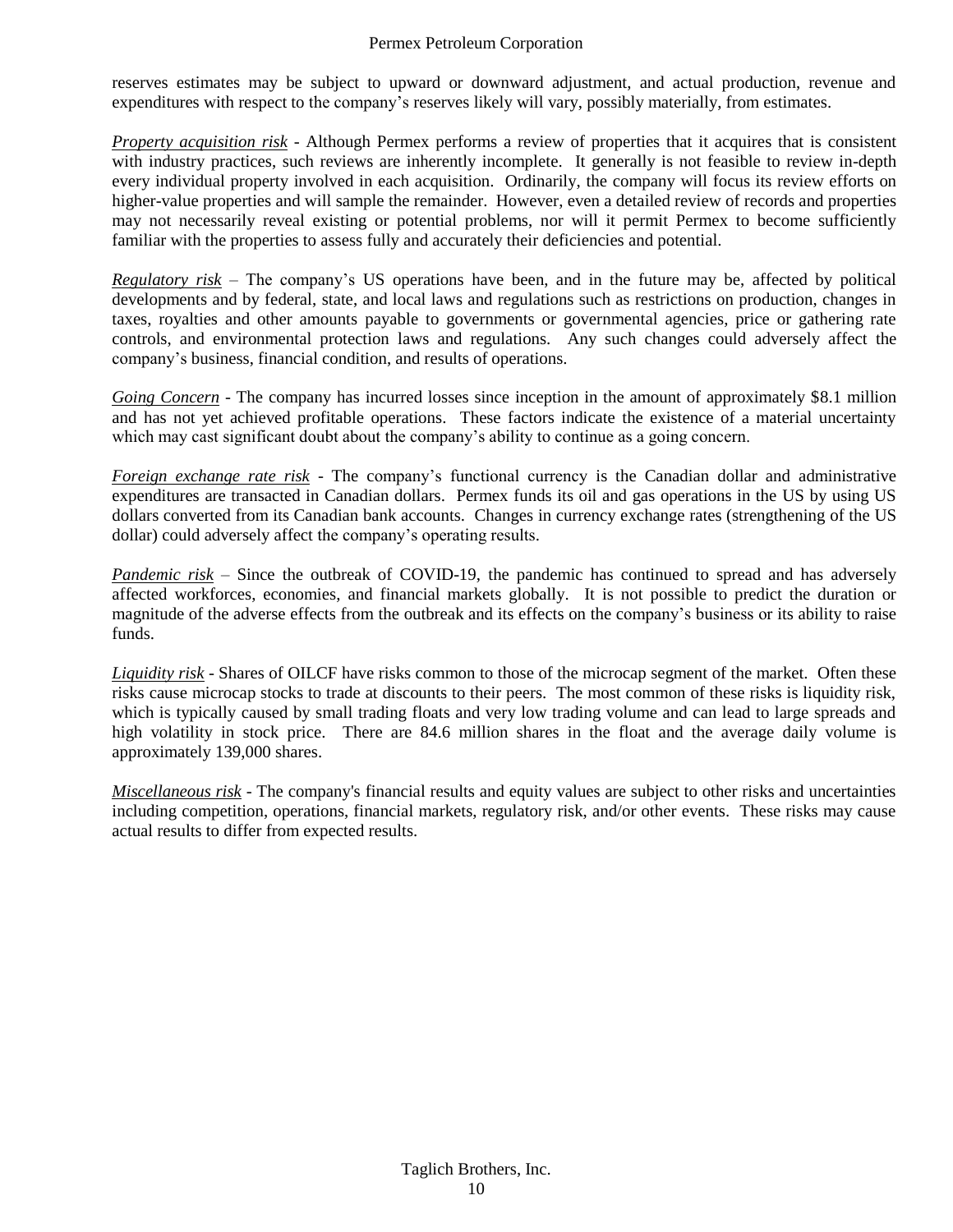reserves estimates may be subject to upward or downward adjustment, and actual production, revenue and expenditures with respect to the company's reserves likely will vary, possibly materially, from estimates.

*Property acquisition risk* - Although Permex performs a review of properties that it acquires that is consistent with industry practices, such reviews are inherently incomplete. It generally is not feasible to review in-depth every individual property involved in each acquisition. Ordinarily, the company will focus its review efforts on higher-value properties and will sample the remainder. However, even a detailed review of records and properties may not necessarily reveal existing or potential problems, nor will it permit Permex to become sufficiently familiar with the properties to assess fully and accurately their deficiencies and potential.

*Regulatory risk* – The company's US operations have been, and in the future may be, affected by political developments and by federal, state, and local laws and regulations such as restrictions on production, changes in taxes, royalties and other amounts payable to governments or governmental agencies, price or gathering rate controls, and environmental protection laws and regulations. Any such changes could adversely affect the company's business, financial condition, and results of operations.

*Going Concern* - The company has incurred losses since inception in the amount of approximately $8.1 million and has not yet achieved profitable operations. These factors indicate the existence of a material uncertainty which may cast significant doubt about the company's ability to continue as a going concern.

*Foreign exchange rate risk* - The company's functional currency is the Canadian dollar and administrative expenditures are transacted in Canadian dollars. Permex funds its oil and gas operations in the US by using US dollars converted from its Canadian bank accounts. Changes in currency exchange rates (strengthening of the US dollar) could adversely affect the company's operating results.

*Pandemic risk* – Since the outbreak of COVID-19, the pandemic has continued to spread and has adversely affected workforces, economies, and financial markets globally. It is not possible to predict the duration or magnitude of the adverse effects from the outbreak and its effects on the company's business or its ability to raise funds.

*Liquidity risk* - Shares of OILCF have risks common to those of the microcap segment of the market. Often these risks cause microcap stocks to trade at discounts to their peers. The most common of these risks is liquidity risk, which is typically caused by small trading floats and very low trading volume and can lead to large spreads and high volatility in stock price. There are 84.6 million shares in the float and the average daily volume is approximately 139,000 shares.

*Miscellaneous risk* - The company's financial results and equity values are subject to other risks and uncertainties including competition, operations, financial markets, regulatory risk, and/or other events. These risks may cause actual results to differ from expected results.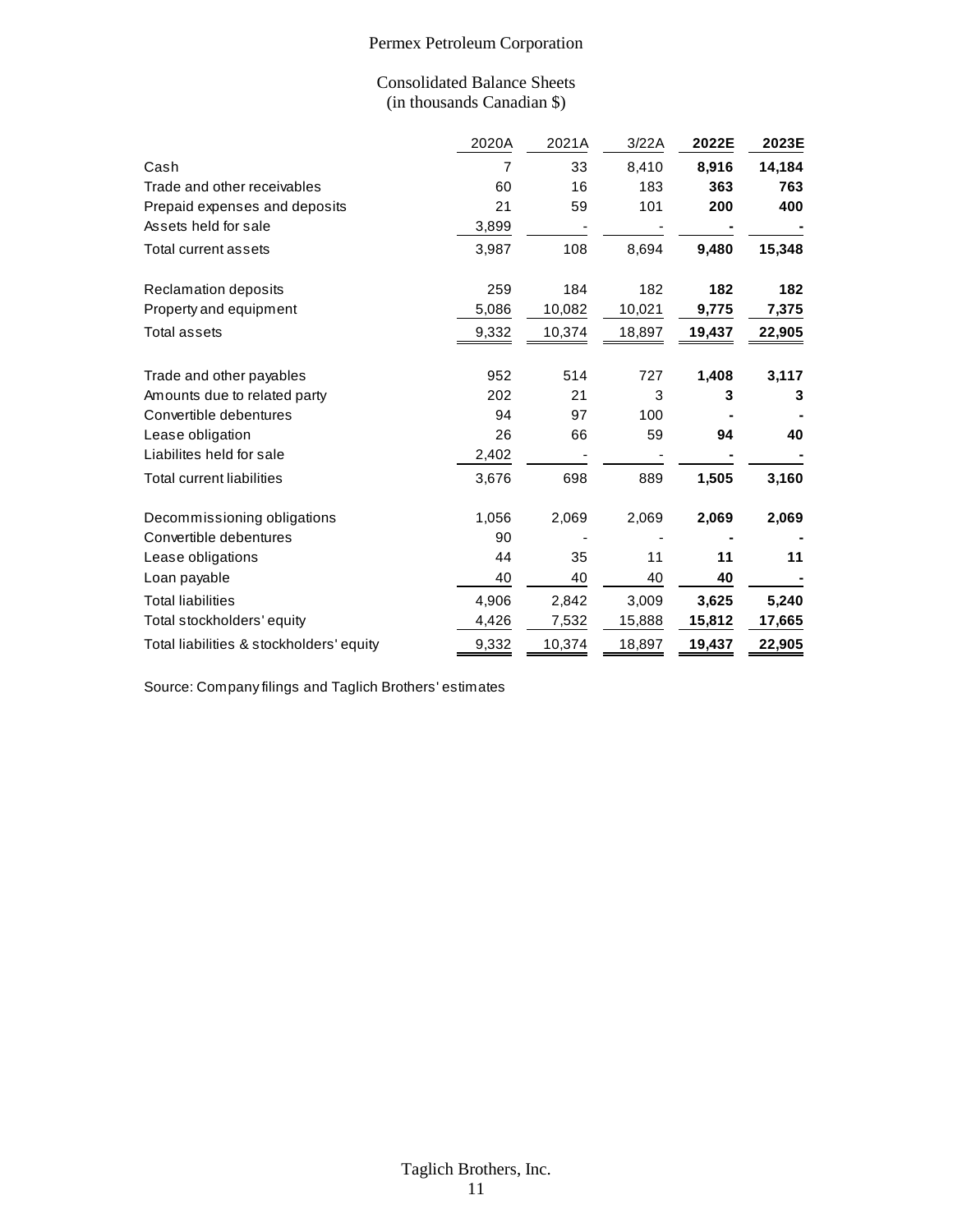Permex Petroleum Corporation

Consolidated Balance Sheets
(in thousands Canadian $)

| | 2020A | 2021A | 3/22A | **2022E** | **2023E** |
|---|---|---|---|---|---|
| Cash | 7 | 33 | 8,410 | **8,916** | **14,184** |
| Trade and other receivables | 60 | 16 | 183 | **363** | **763** |
| Prepaid expenses and deposits | 21 | 59 | 101 | **200** | **400** |
| Assets held for sale | 3,899 | - | - | **-** | **-** |
| Total current assets | 3,987 | 108 | 8,694 | **9,480** | **15,348** |
| | | | | | |
| Reclamation deposits | 259 | 184 | 182 | **182** | **182** |
| Property and equipment | 5,086 | 10,082 | 10,021 | **9,775** | **7,375** |
| Total assets | 9,332 | 10,374 | 18,897 | **19,437** | **22,905** |
| | | | | | |
| Trade and other payables | 952 | 514 | 727 | **1,408** | **3,117** |
| Amounts due to related party | 202 | 21 | 3 | **3** | **3** |
| Convertible debentures | 94 | 97 | 100 | **-** | **-** |
| Lease obligation | 26 | 66 | 59 | **94** | **40** |
| Liabilites held for sale | 2,402 | - | - | **-** | **-** |
| Total current liabilities | 3,676 | 698 | 889 | **1,505** | **3,160** |
| | | | | | |
| Decommissioning obligations | 1,056 | 2,069 | 2,069 | **2,069** | **2,069** |
| Convertible debentures | 90 | - | - | **-** | **-** |
| Lease obligations | 44 | 35 | 11 | **11** | **11** |
| Loan payable | 40 | 40 | 40 | **40** | **-** |
| Total liabilities | 4,906 | 2,842 | 3,009 | **3,625** | **5,240** |
| Total stockholders' equity | 4,426 | 7,532 | 15,888 | **15,812** | **17,665** |
| Total liabilities & stockholders' equity | 9,332 | 10,374 | 18,897 | **19,437** | **22,905** |

Source: Company filings and Taglich Brothers' estimates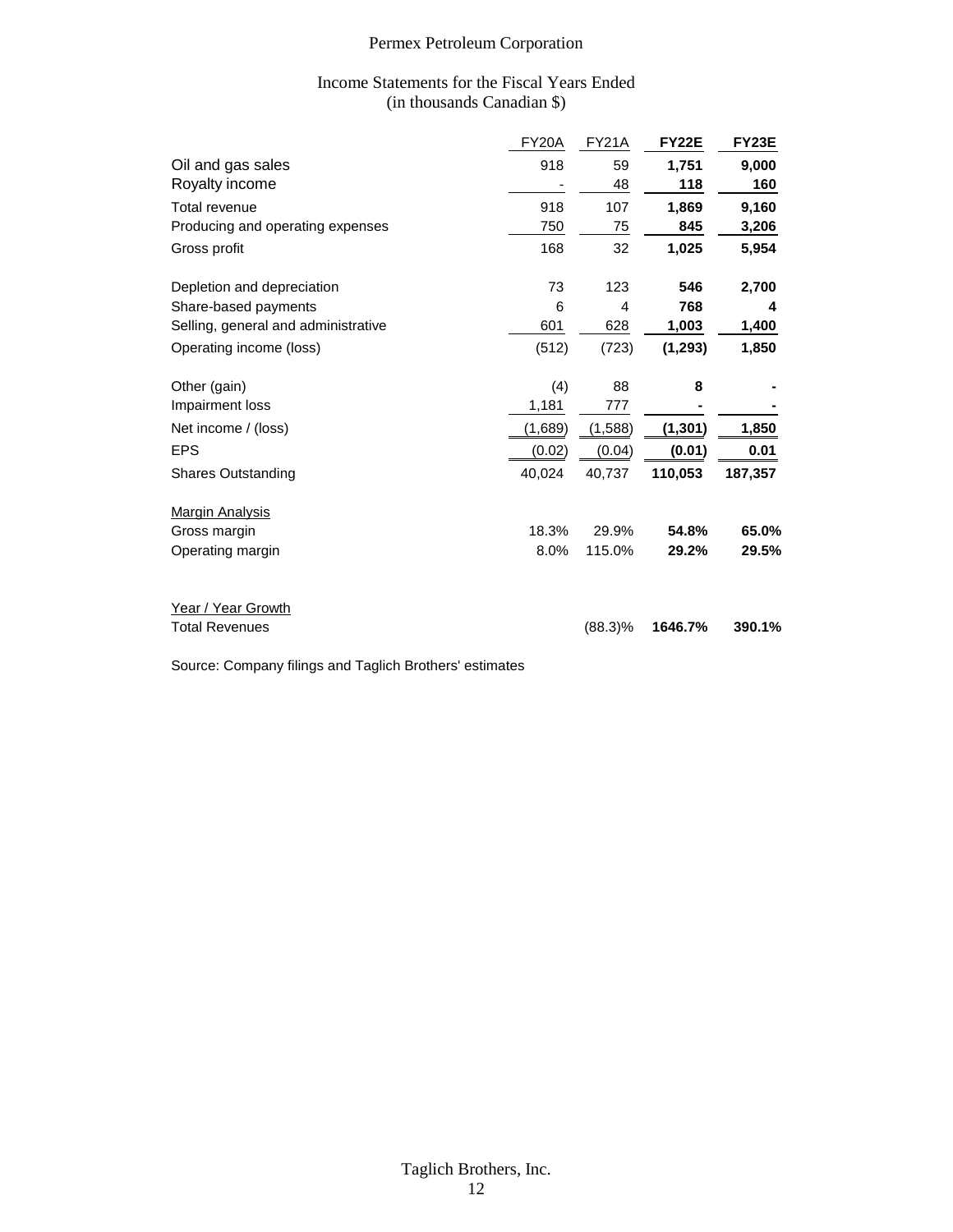# Permex Petroleum Corporation

## Income Statements for the Fiscal Years Ended
(in thousands Canadian $)

| | FY20A | FY21A | **FY22E** | **FY23E** |
|---|---|---|---|---|
| Oil and gas sales | 918 | 59 | **1,751** | **9,000** |
| Royalty income | - | 48 | **118** | **160** |
| Total revenue | 918 | 107 | **1,869** | **9,160** |
| Producing and operating expenses | 750 | 75 | **845** | **3,206** |
| Gross profit | 168 | 32 | **1,025** | **5,954** |
| | | | | |
| Depletion and depreciation | 73 | 123 | **546** | **2,700** |
| Share-based payments | 6 | 4 | **768** | **4** |
| Selling, general and administrative | 601 | 628 | **1,003** | **1,400** |
| Operating income (loss) | (512) | (723) | **(1,293)** | **1,850** |
| | | | | |
| Other (gain) | (4) | 88 | **8** | **-** |
| Impairment loss | 1,181 | 777 | **-** | **-** |
| Net income / (loss) | (1,689) | (1,588) | **(1,301)** | **1,850** |
| EPS | (0.02) | (0.04) | **(0.01)** | **0.01** |
| Shares Outstanding | 40,024 | 40,737 | **110,053** | **187,357** |
| | | | | |
| Margin Analysis | | | | |
| Gross margin | 18.3% | 29.9% | **54.8%** | **65.0%** |
| Operating margin | 8.0% | 115.0% | **29.2%** | **29.5%** |
| | | | | |
| Year / Year Growth | | | | |
| Total Revenues | | (88.3)% | **1646.7%** | **390.1%** |

Source: Company filings and Taglich Brothers' estimates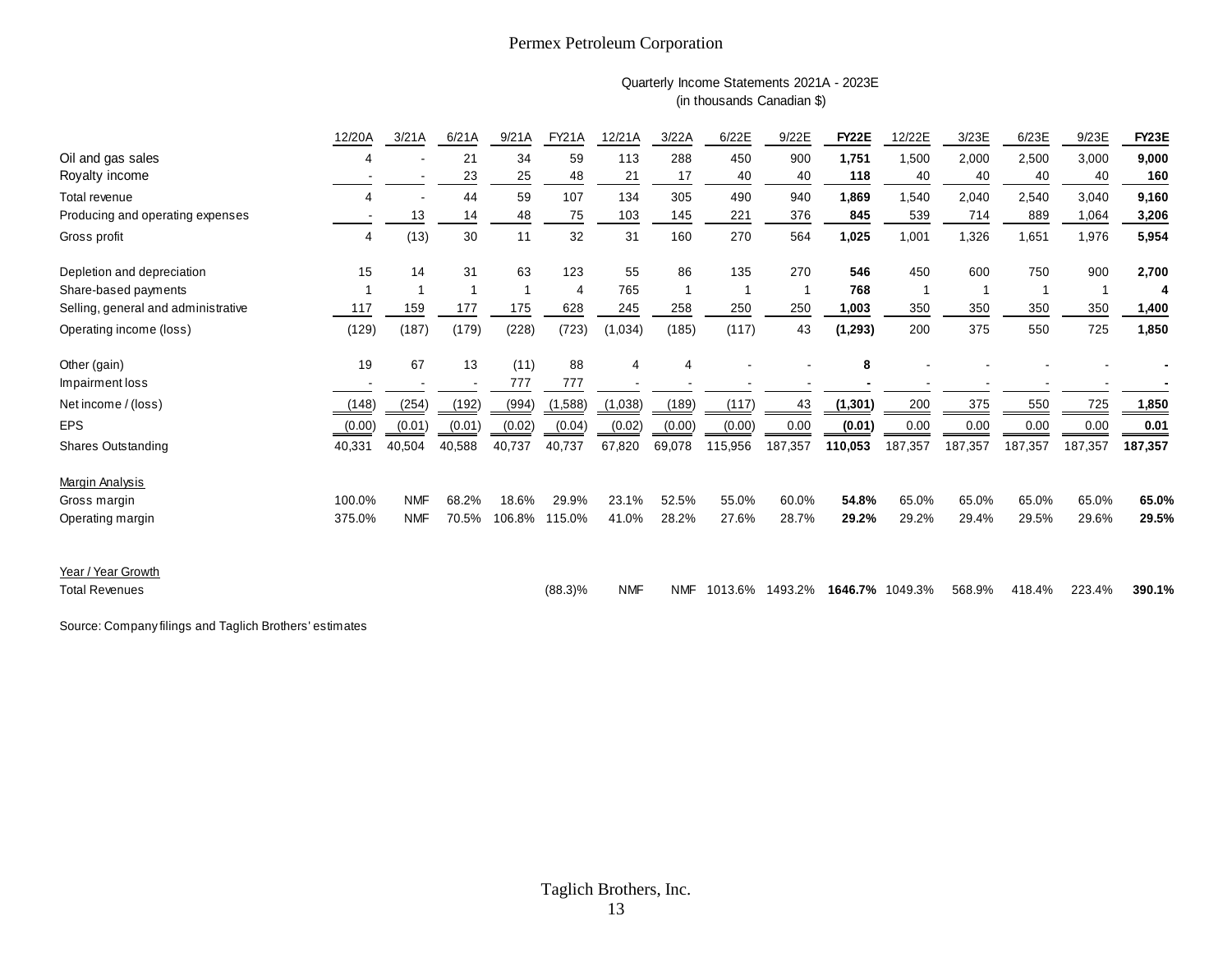# Permex Petroleum Corporation

Quarterly Income Statements 2021A - 2023E
(in thousands Canadian $)

| | 12/20A | 3/21A | 6/21A | 9/21A | FY21A | 12/21A | 3/22A | 6/22E | 9/22E | **FY22E** | 12/22E | 3/23E | 6/23E | 9/23E | **FY23E** |
|---|---|---|---|---|---|---|---|---|---|---|---|---|---|---|---|
| Oil and gas sales | 4 | - | 21 | 34 | 59 | 113 | 288 | 450 | 900 | **1,751** | 1,500 | 2,000 | 2,500 | 3,000 | **9,000** |
| Royalty income | - | - | 23 | 25 | 48 | 21 | 17 | 40 | 40 | **118** | 40 | 40 | 40 | 40 | **160** |
| Total revenue | 4 | - | 44 | 59 | 107 | 134 | 305 | 490 | 940 | **1,869** | 1,540 | 2,040 | 2,540 | 3,040 | **9,160** |
| Producing and operating expenses | - | 13 | 14 | 48 | 75 | 103 | 145 | 221 | 376 | **845** | 539 | 714 | 889 | 1,064 | **3,206** |
| Gross profit | 4 | (13) | 30 | 11 | 32 | 31 | 160 | 270 | 564 | **1,025** | 1,001 | 1,326 | 1,651 | 1,976 | **5,954** |
| Depletion and depreciation | 15 | 14 | 31 | 63 | 123 | 55 | 86 | 135 | 270 | **546** | 450 | 600 | 750 | 900 | **2,700** |
| Share-based payments | 1 | 1 | 1 | 1 | 4 | 765 | 1 | 1 | 1 | **768** | 1 | 1 | 1 | 1 | **4** |
| Selling, general and administrative | 117 | 159 | 177 | 175 | 628 | 245 | 258 | 250 | 250 | **1,003** | 350 | 350 | 350 | 350 | **1,400** |
| Operating income (loss) | (129) | (187) | (179) | (228) | (723) | (1,034) | (185) | (117) | 43 | **(1,293)** | 200 | 375 | 550 | 725 | **1,850** |
| Other (gain) | 19 | 67 | 13 | (11) | 88 | 4 | 4 | - | - | **8** | - | - | - | - | **-** |
| Impairment loss | - | - | - | 777 | 777 | - | - | - | - | **-** | - | - | - | - | **-** |
| Net income / (loss) | (148) | (254) | (192) | (994) | (1,588) | (1,038) | (189) | (117) | 43 | **(1,301)** | 200 | 375 | 550 | 725 | **1,850** |
| EPS | (0.00) | (0.01) | (0.01) | (0.02) | (0.04) | (0.02) | (0.00) | (0.00) | 0.00 | **(0.01)** | 0.00 | 0.00 | 0.00 | 0.00 | **0.01** |
| Shares Outstanding | 40,331 | 40,504 | 40,588 | 40,737 | 40,737 | 67,820 | 69,078 | 115,956 | 187,357 | **110,053** | 187,357 | 187,357 | 187,357 | 187,357 | **187,357** |
| Margin Analysis | | | | | | | | | | | | | | | |
| Gross margin | 100.0% | NMF | 68.2% | 18.6% | 29.9% | 23.1% | 52.5% | 55.0% | 60.0% | **54.8%** | 65.0% | 65.0% | 65.0% | 65.0% | **65.0%** |
| Operating margin | 375.0% | NMF | 70.5% | 106.8% | 115.0% | 41.0% | 28.2% | 27.6% | 28.7% | **29.2%** | 29.2% | 29.4% | 29.5% | 29.6% | **29.5%** |
| Year / Year Growth | | | | | | | | | | | | | | | |
| Total Revenues | | | | | (88.3)% | NMF | NMF | 1013.6% | 1493.2% | **1646.7%** | 1049.3% | 568.9% | 418.4% | 223.4% | **390.1%** |

Source: Company filings and Taglich Brothers' estimates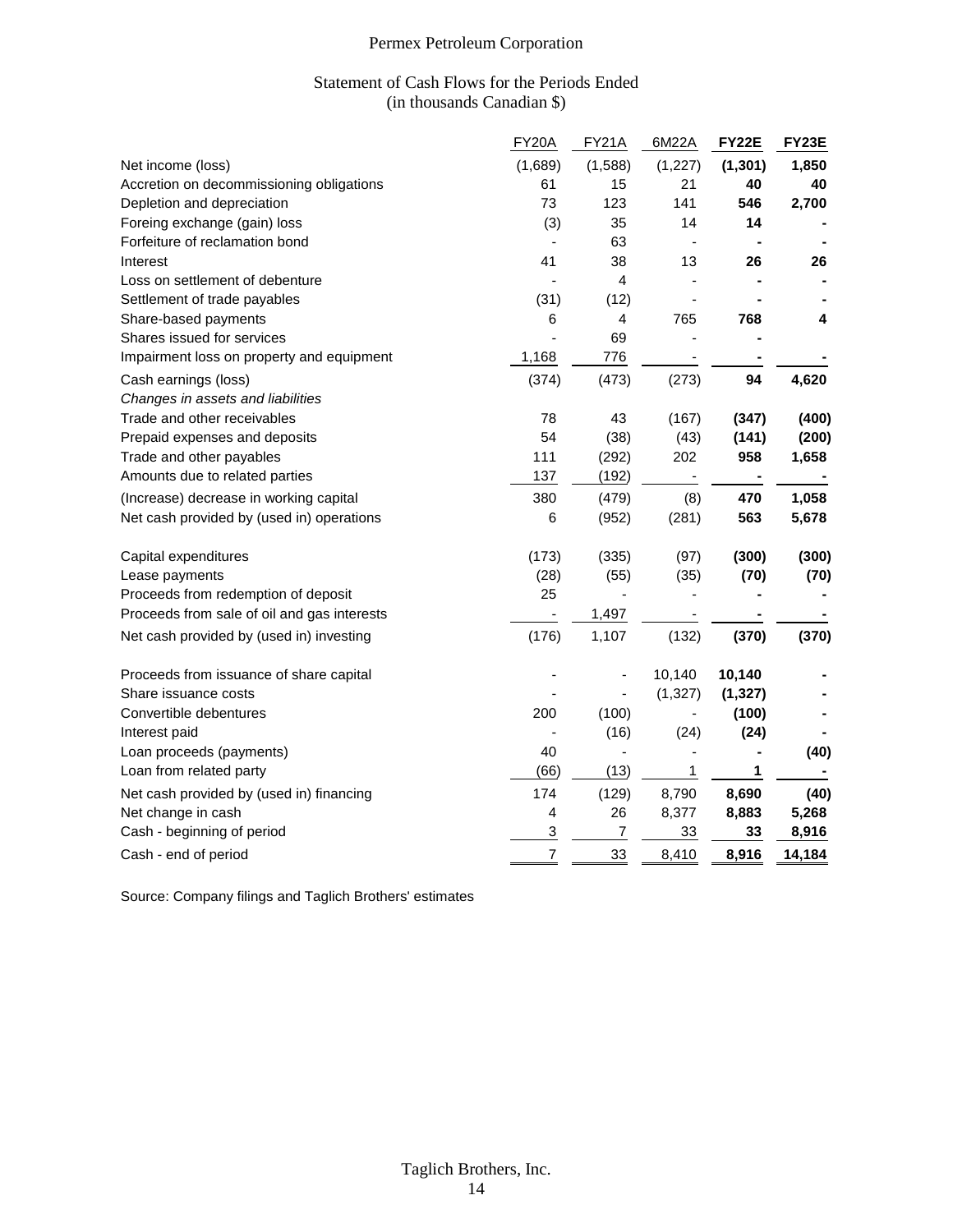Permex Petroleum Corporation

Statement of Cash Flows for the Periods Ended
(in thousands Canadian $)

| | FY20A | FY21A | 6M22A | **FY22E** | **FY23E** |
|---|---|---|---|---|---|
| Net income (loss) | (1,689) | (1,588) | (1,227) | **(1,301)** | **1,850** |
| Accretion on decommissioning obligations | 61 | 15 | 21 | **40** | **40** |
| Depletion and depreciation | 73 | 123 | 141 | **546** | **2,700** |
| Foreing exchange (gain) loss | (3) | 35 | 14 | **14** | **-** |
| Forfeiture of reclamation bond | - | 63 | - | **-** | **-** |
| Interest | 41 | 38 | 13 | **26** | **26** |
| Loss on settlement of debenture | - | 4 | - | **-** | **-** |
| Settlement of trade payables | (31) | (12) | - | **-** | **-** |
| Share-based payments | 6 | 4 | 765 | **768** | **4** |
| Shares issued for services | - | 69 | - | **-** | |
| Impairment loss on property and equipment | 1,168 | 776 | - | **-** | **-** |
| Cash earnings (loss) | (374) | (473) | (273) | **94** | **4,620** |
| *Changes in assets and liabilities* | | | | | |
| Trade and other receivables | 78 | 43 | (167) | **(347)** | **(400)** |
| Prepaid expenses and deposits | 54 | (38) | (43) | **(141)** | **(200)** |
| Trade and other payables | 111 | (292) | 202 | **958** | **1,658** |
| Amounts due to related parties | 137 | (192) | - | **-** | **-** |
| (Increase) decrease in working capital | 380 | (479) | (8) | **470** | **1,058** |
| Net cash provided by (used in) operations | 6 | (952) | (281) | **563** | **5,678** |
| | | | | | |
| Capital expenditures | (173) | (335) | (97) | **(300)** | **(300)** |
| Lease payments | (28) | (55) | (35) | **(70)** | **(70)** |
| Proceeds from redemption of deposit | 25 | - | - | **-** | **-** |
| Proceeds from sale of oil and gas interests | - | 1,497 | - | **-** | **-** |
| Net cash provided by (used in) investing | (176) | 1,107 | (132) | **(370)** | **(370)** |
| | | | | | |
| Proceeds from issuance of share capital | - | - | 10,140 | **10,140** | **-** |
| Share issuance costs | - | - | (1,327) | **(1,327)** | **-** |
| Convertible debentures | 200 | (100) | - | **(100)** | **-** |
| Interest paid | - | (16) | (24) | **(24)** | **-** |
| Loan proceeds (payments) | 40 | - | - | **-** | **(40)** |
| Loan from related party | (66) | (13) | 1 | **1** | **-** |
| Net cash provided by (used in) financing | 174 | (129) | 8,790 | **8,690** | **(40)** |
| Net change in cash | 4 | 26 | 8,377 | **8,883** | **5,268** |
| Cash - beginning of period | 3 | 7 | 33 | **33** | **8,916** |
| Cash - end of period | 7 | 33 | 8,410 | **8,916** | **14,184** |

Source: Company filings and Taglich Brothers' estimates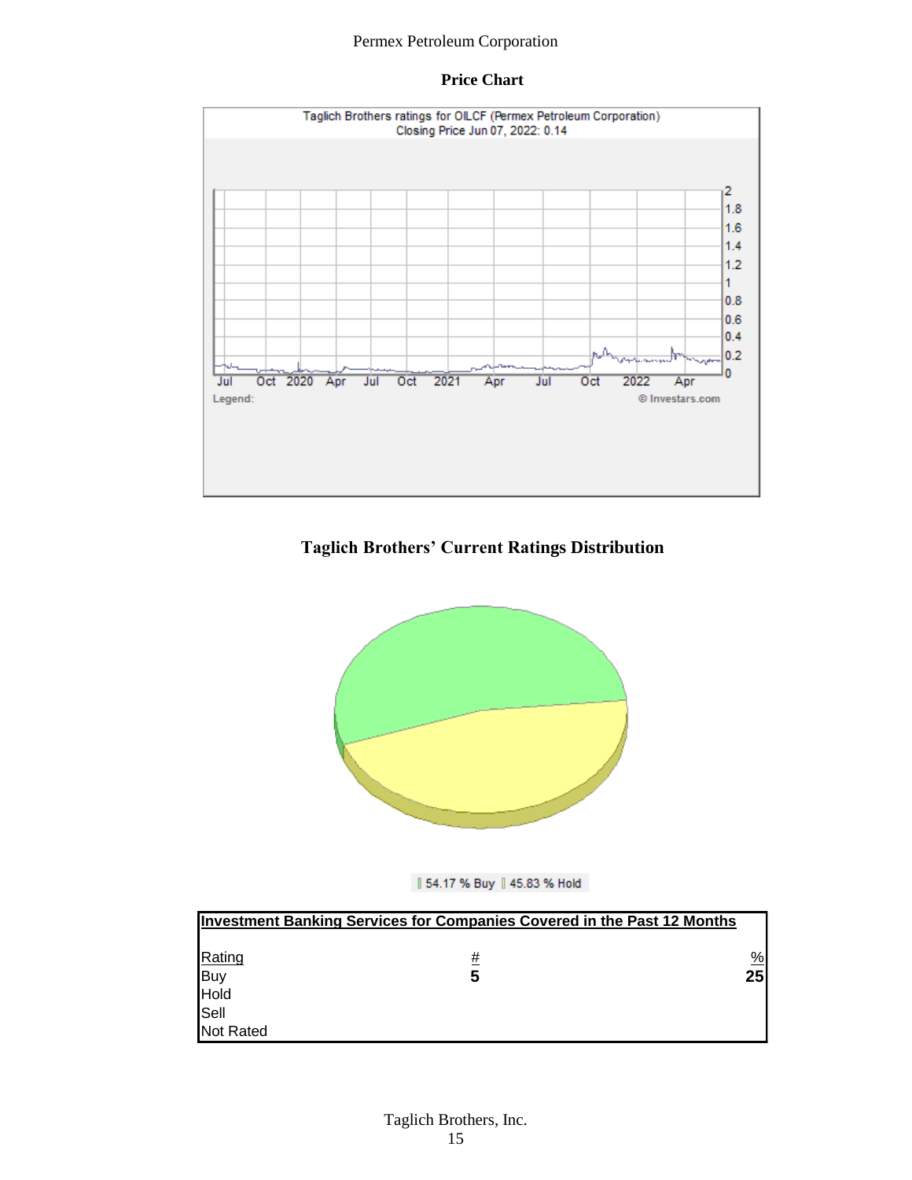**Price Chart**

**Taglich Brothers' Current Ratings Distribution**

| Investment Banking Services for Companies Covered in the Past 12 Months | | |
|---|---|---|
| Rating | # | % |
| Buy | 5 | 25 |
| Hold | | |
| Sell | | |
| Not Rated | | |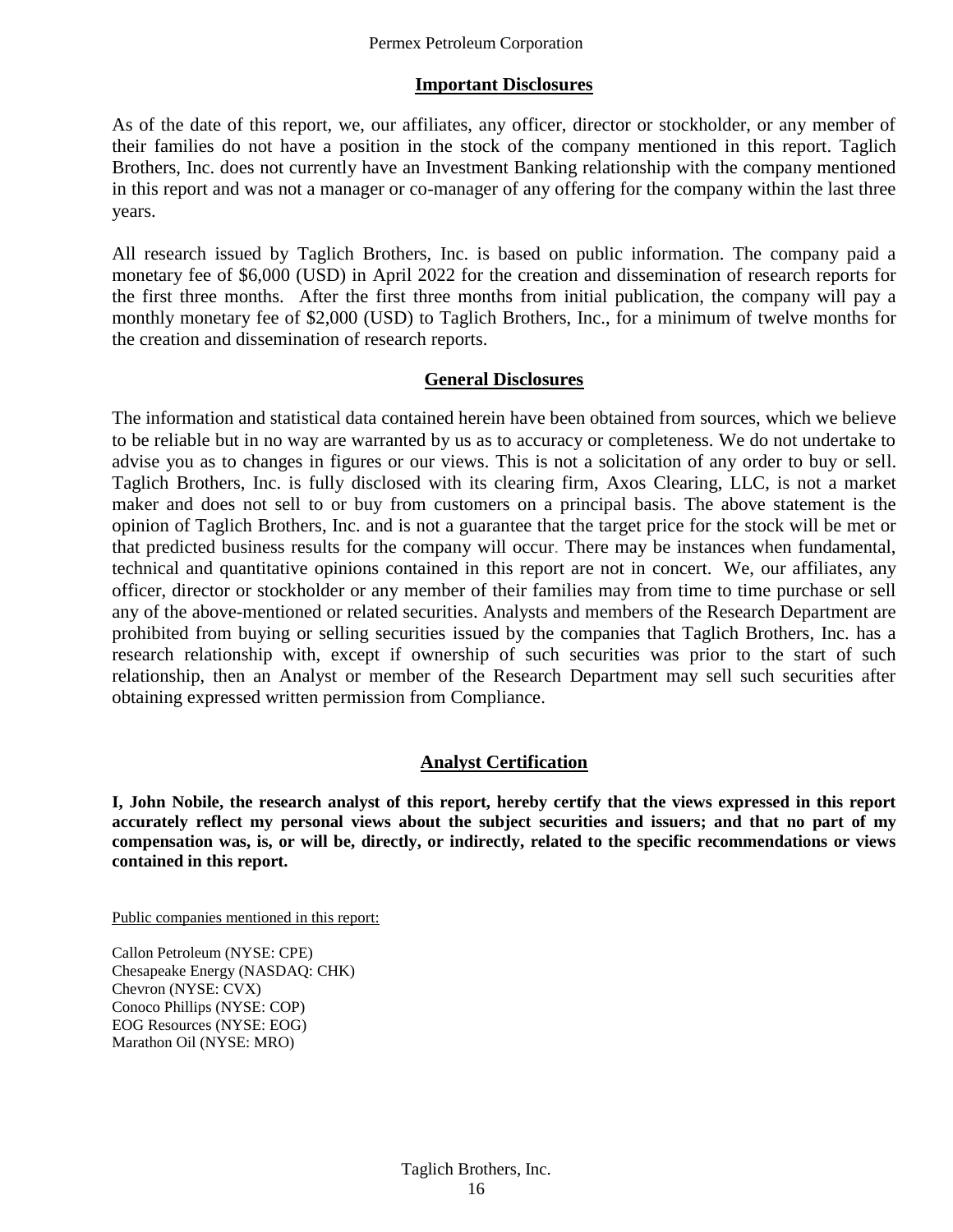## Important Disclosures

As of the date of this report, we, our affiliates, any officer, director or stockholder, or any member of their families do not have a position in the stock of the company mentioned in this report. Taglich Brothers, Inc. does not currently have an Investment Banking relationship with the company mentioned in this report and was not a manager or co-manager of any offering for the company within the last three years.

All research issued by Taglich Brothers, Inc. is based on public information. The company paid a monetary fee of $6,000 (USD) in April 2022 for the creation and dissemination of research reports for the first three months. After the first three months from initial publication, the company will pay a monthly monetary fee of $2,000 (USD) to Taglich Brothers, Inc., for a minimum of twelve months for the creation and dissemination of research reports.

## General Disclosures

The information and statistical data contained herein have been obtained from sources, which we believe to be reliable but in no way are warranted by us as to accuracy or completeness. We do not undertake to advise you as to changes in figures or our views. This is not a solicitation of any order to buy or sell. Taglich Brothers, Inc. is fully disclosed with its clearing firm, Axos Clearing, LLC, is not a market maker and does not sell to or buy from customers on a principal basis. The above statement is the opinion of Taglich Brothers, Inc. and is not a guarantee that the target price for the stock will be met or that predicted business results for the company will occur. There may be instances when fundamental, technical and quantitative opinions contained in this report are not in concert. We, our affiliates, any officer, director or stockholder or any member of their families may from time to time purchase or sell any of the above-mentioned or related securities. Analysts and members of the Research Department are prohibited from buying or selling securities issued by the companies that Taglich Brothers, Inc. has a research relationship with, except if ownership of such securities was prior to the start of such relationship, then an Analyst or member of the Research Department may sell such securities after obtaining expressed written permission from Compliance.

## Analyst Certification

**I, John Nobile, the research analyst of this report, hereby certify that the views expressed in this report accurately reflect my personal views about the subject securities and issuers; and that no part of my compensation was, is, or will be, directly, or indirectly, related to the specific recommendations or views contained in this report.**

Public companies mentioned in this report:

Callon Petroleum (NYSE: CPE)
Chesapeake Energy (NASDAQ: CHK)
Chevron (NYSE: CVX)
Conoco Phillips (NYSE: COP)
EOG Resources (NYSE: EOG)
Marathon Oil (NYSE: MRO)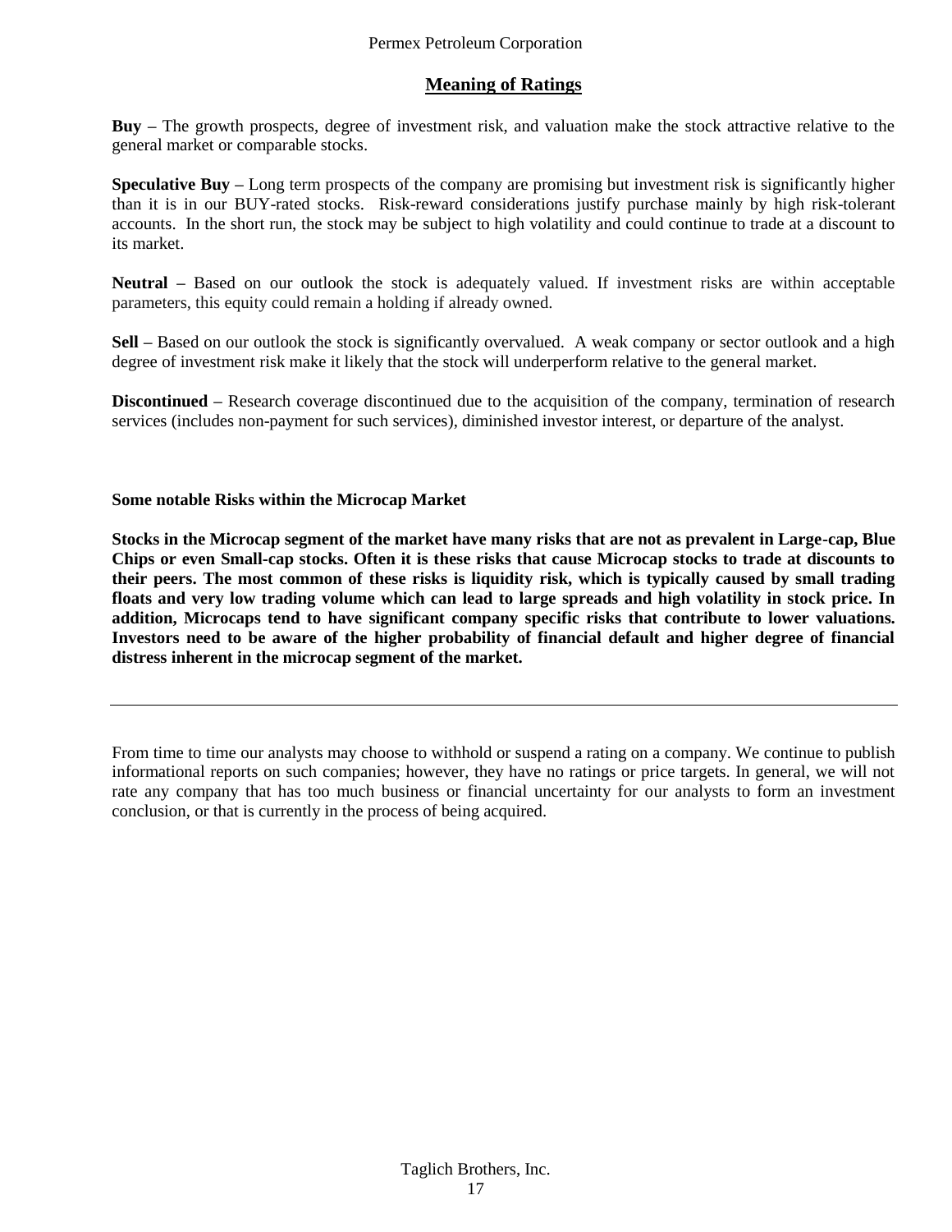## Meaning of Ratings

**Buy –** The growth prospects, degree of investment risk, and valuation make the stock attractive relative to the general market or comparable stocks.

**Speculative Buy –** Long term prospects of the company are promising but investment risk is significantly higher than it is in our BUY-rated stocks. Risk-reward considerations justify purchase mainly by high risk-tolerant accounts. In the short run, the stock may be subject to high volatility and could continue to trade at a discount to its market.

**Neutral –** Based on our outlook the stock is adequately valued. If investment risks are within acceptable parameters, this equity could remain a holding if already owned.

**Sell –** Based on our outlook the stock is significantly overvalued. A weak company or sector outlook and a high degree of investment risk make it likely that the stock will underperform relative to the general market.

**Discontinued –** Research coverage discontinued due to the acquisition of the company, termination of research services (includes non-payment for such services), diminished investor interest, or departure of the analyst.

**Some notable Risks within the Microcap Market**

**Stocks in the Microcap segment of the market have many risks that are not as prevalent in Large-cap, Blue Chips or even Small-cap stocks. Often it is these risks that cause Microcap stocks to trade at discounts to their peers. The most common of these risks is liquidity risk, which is typically caused by small trading floats and very low trading volume which can lead to large spreads and high volatility in stock price. In addition, Microcaps tend to have significant company specific risks that contribute to lower valuations. Investors need to be aware of the higher probability of financial default and higher degree of financial distress inherent in the microcap segment of the market.**

---

From time to time our analysts may choose to withhold or suspend a rating on a company. We continue to publish informational reports on such companies; however, they have no ratings or price targets. In general, we will not rate any company that has too much business or financial uncertainty for our analysts to form an investment conclusion, or that is currently in the process of being acquired.